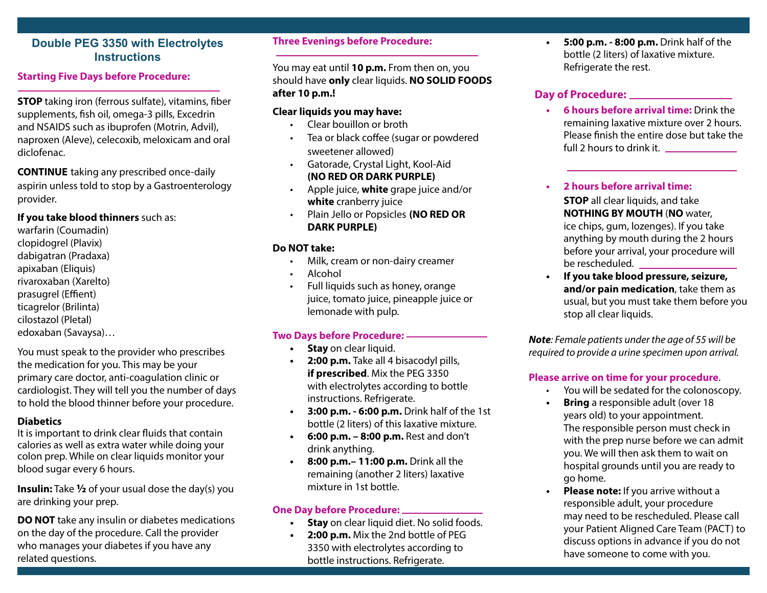# Double PEG 3350 with Electrolytes Instructions

## Starting Five Days before Procedure:

**STOP** taking iron (ferrous sulfate), vitamins, fiber supplements, fish oil, omega-3 pills, Excedrin and NSAIDS such as ibuprofen (Motrin, Advil), naproxen (Aleve), celecoxib, meloxicam and oral diclofenac.

**CONTINUE** taking any prescribed once-daily aspirin unless told to stop by a Gastroenterology provider.

**If you take blood thinners** such as:
warfarin (Coumadin)
clopidogrel (Plavix)
dabigatran (Pradaxa)
apixaban (Eliquis)
rivaroxaban (Xarelto)
prasugrel (Effient)
ticagrelor (Brilinta)
cilostazol (Pletal)
edoxaban (Savaysa)…

You must speak to the provider who prescribes the medication for you. This may be your primary care doctor, anti-coagulation clinic or cardiologist. They will tell you the number of days to hold the blood thinner before your procedure.

**Diabetics**
It is important to drink clear fluids that contain calories as well as extra water while doing your colon prep. While on clear liquids monitor your blood sugar every 6 hours.

**Insulin:** Take **½** of your usual dose the day(s) you are drinking your prep.

**DO NOT** take any insulin or diabetes medications on the day of the procedure. Call the provider who manages your diabetes if you have any related questions.

## Three Evenings before Procedure:

You may eat until **10 p.m.** From then on, you should have **only** clear liquids. **NO SOLID FOODS after 10 p.m.!**

**Clear liquids you may have:**

- Clear bouillon or broth
- Tea or black coffee (sugar or powdered sweetener allowed)
- Gatorade, Crystal Light, Kool-Aid **(NO RED OR DARK PURPLE)**
- Apple juice, **white** grape juice and/or **white** cranberry juice
- Plain Jello or Popsicles **(NO RED OR DARK PURPLE)**

**Do NOT take:**

- Milk, cream or non-dairy creamer
- Alcohol
- Full liquids such as honey, orange juice, tomato juice, pineapple juice or lemonade with pulp.

## Two Days before Procedure: ____________

- **Stay** on clear liquid.
- **2:00 p.m.** Take all 4 bisacodyl pills, **if prescribed**. Mix the PEG 3350 with electrolytes according to bottle instructions. Refrigerate.
- **3:00 p.m. - 6:00 p.m.** Drink half of the 1st bottle (2 liters) of this laxative mixture.
- **6:00 p.m. – 8:00 p.m.** Rest and don't drink anything.
- **8:00 p.m.– 11:00 p.m.** Drink all the remaining (another 2 liters) laxative mixture in 1st bottle.

## One Day before Procedure: ____________

- **Stay** on clear liquid diet. No solid foods.
- **2:00 p.m.** Mix the 2nd bottle of PEG 3350 with electrolytes according to bottle instructions. Refrigerate.
- **5:00 p.m. - 8:00 p.m.** Drink half of the bottle (2 liters) of laxative mixture. Refrigerate the rest.

## Day of Procedure: ____________

- **6 hours before arrival time:** Drink the remaining laxative mixture over 2 hours. Please finish the entire dose but take the full 2 hours to drink it. ____________

  ____________

- **2 hours before arrival time:**
  **STOP** all clear liquids, and take **NOTHING BY MOUTH** (**NO** water, ice chips, gum, lozenges). If you take anything by mouth during the 2 hours before your arrival, your procedure will be rescheduled. ____________
- **If you take blood pressure, seizure, and/or pain medication**, take them as usual, but you must take them before you stop all clear liquids.

***Note****: Female patients under the age of 55 will be required to provide a urine specimen upon arrival.*

**Please arrive on time for your procedure**.

- You will be sedated for the colonoscopy.
- **Bring** a responsible adult (over 18 years old) to your appointment. The responsible person must check in with the prep nurse before we can admit you. We will then ask them to wait on hospital grounds until you are ready to go home.
- **Please note:** If you arrive without a responsible adult, your procedure may need to be rescheduled. Please call your Patient Aligned Care Team (PACT) to discuss options in advance if you do not have someone to come with you.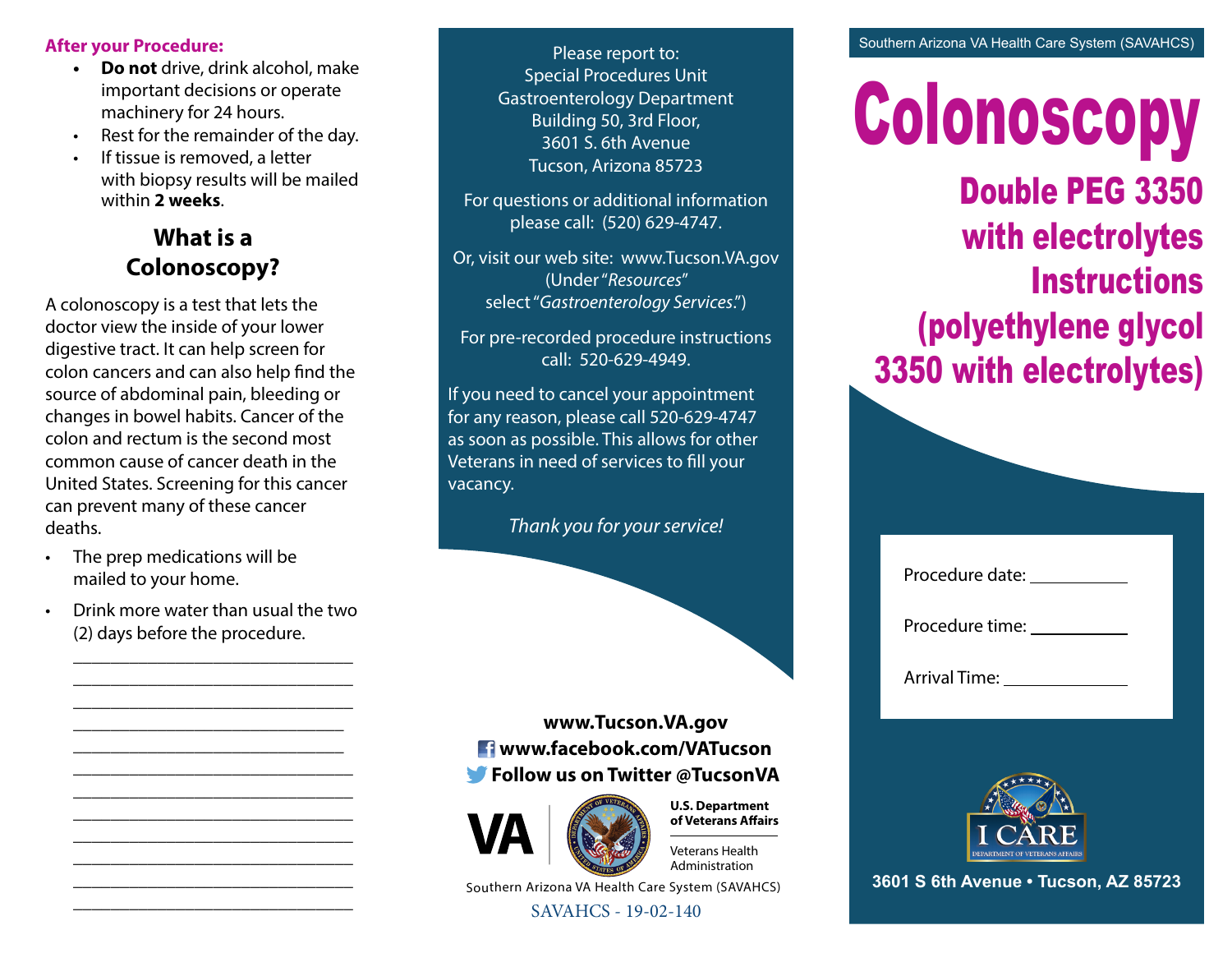**After your Procedure:**

- **Do not** drive, drink alcohol, make important decisions or operate machinery for 24 hours.
- Rest for the remainder of the day.
- If tissue is removed, a letter with biopsy results will be mailed within **2 weeks**.

## What is a Colonoscopy?

A colonoscopy is a test that lets the doctor view the inside of your lower digestive tract. It can help screen for colon cancers and can also help find the source of abdominal pain, bleeding or changes in bowel habits. Cancer of the colon and rectum is the second most common cause of cancer death in the United States. Screening for this cancer can prevent many of these cancer deaths.

- The prep medications will be mailed to your home.
- Drink more water than usual the two (2) days before the procedure.

\_\_\_\_\_\_\_\_\_\_\_\_\_\_\_\_\_\_\_\_\_\_\_\_\_\_\_\_\_\_\_\_
\_\_\_\_\_\_\_\_\_\_\_\_\_\_\_\_\_\_\_\_\_\_\_\_\_\_\_\_\_\_\_\_
\_\_\_\_\_\_\_\_\_\_\_\_\_\_\_\_\_\_\_\_\_\_\_\_\_\_\_\_\_\_\_\_
\_\_\_\_\_\_\_\_\_\_\_\_\_\_\_\_\_\_\_\_\_\_\_\_\_\_\_\_\_\_\_\_
\_\_\_\_\_\_\_\_\_\_\_\_\_\_\_\_\_\_\_\_\_\_\_\_\_\_\_\_\_\_\_\_
\_\_\_\_\_\_\_\_\_\_\_\_\_\_\_\_\_\_\_\_\_\_\_\_\_\_\_\_\_\_\_\_
\_\_\_\_\_\_\_\_\_\_\_\_\_\_\_\_\_\_\_\_\_\_\_\_\_\_\_\_\_\_\_\_
\_\_\_\_\_\_\_\_\_\_\_\_\_\_\_\_\_\_\_\_\_\_\_\_\_\_\_\_\_\_\_\_
\_\_\_\_\_\_\_\_\_\_\_\_\_\_\_\_\_\_\_\_\_\_\_\_\_\_\_\_\_\_\_\_
\_\_\_\_\_\_\_\_\_\_\_\_\_\_\_\_\_\_\_\_\_\_\_\_\_\_\_\_\_\_\_\_
\_\_\_\_\_\_\_\_\_\_\_\_\_\_\_\_\_\_\_\_\_\_\_\_\_\_\_\_\_\_\_\_
\_\_\_\_\_\_\_\_\_\_\_\_\_\_\_\_\_\_\_\_\_\_\_\_\_\_\_\_\_\_\_\_

Please report to:
Special Procedures Unit
Gastroenterology Department
Building 50, 3rd Floor,
3601 S. 6th Avenue
Tucson, Arizona 85723

For questions or additional information please call: (520) 629-4747.

Or, visit our web site: www.Tucson.VA.gov
(Under "*Resources*"
select "*Gastroenterology Services*.")

For pre-recorded procedure instructions call: 520-629-4949.

If you need to cancel your appointment for any reason, please call 520-629-4747 as soon as possible. This allows for other Veterans in need of services to fill your vacancy.

*Thank you for your service!*

**www.Tucson.VA.gov**
**www.facebook.com/VATucson**
**Follow us on Twitter @TucsonVA**

VA
**U.S. Department of Veterans Affairs**
Veterans Health Administration
Southern Arizona VA Health Care System (SAVAHCS)
SAVAHCS - 19-02-140

Southern Arizona VA Health Care System (SAVAHCS)

# Colonoscopy

## Double PEG 3350 with electrolytes Instructions (polyethylene glycol 3350 with electrolytes)

Procedure date: \_\_\_\_\_\_\_\_\_\_\_\_

Procedure time: \_\_\_\_\_\_\_\_\_\_\_\_

Arrival Time: \_\_\_\_\_\_\_\_\_\_\_\_\_\_

I CARE
DEPARTMENT OF VETERANS AFFAIRS

**3601 S 6th Avenue • Tucson, AZ 85723**